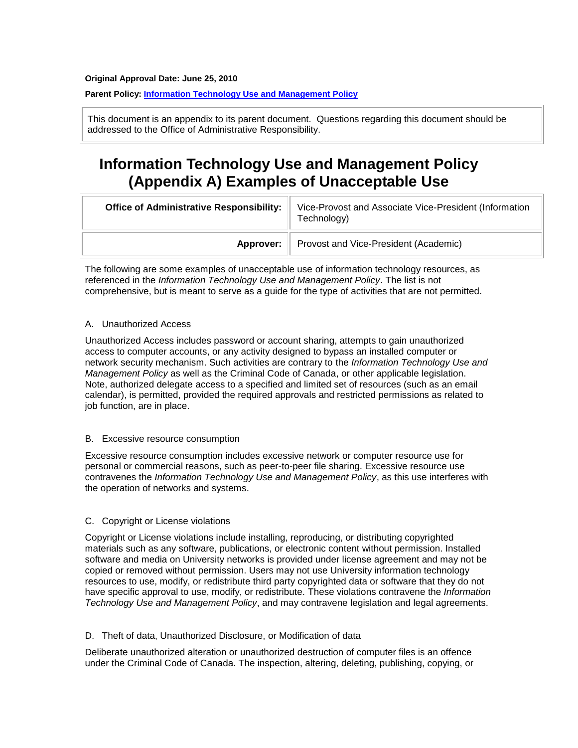**Original Approval Date: June 25, 2010**

**Parent Policy: [Information Technology Use and Management Policy]**

This document is an appendix to its parent document. Questions regarding this document should be addressed to the Office of Administrative Responsibility.

# Information Technology Use and Management Policy (Appendix A) Examples of Unacceptable Use

| | |
|---|---|
| **Office of Administrative Responsibility:** | Vice-Provost and Associate Vice-President (Information Technology) |
| **Approver:** | Provost and Vice-President (Academic) |

The following are some examples of unacceptable use of information technology resources, as referenced in the *Information Technology Use and Management Policy*. The list is not comprehensive, but is meant to serve as a guide for the type of activities that are not permitted.

A. Unauthorized Access

Unauthorized Access includes password or account sharing, attempts to gain unauthorized access to computer accounts, or any activity designed to bypass an installed computer or network security mechanism. Such activities are contrary to the *Information Technology Use and Management Policy* as well as the Criminal Code of Canada, or other applicable legislation. Note, authorized delegate access to a specified and limited set of resources (such as an email calendar), is permitted, provided the required approvals and restricted permissions as related to job function, are in place.

B. Excessive resource consumption

Excessive resource consumption includes excessive network or computer resource use for personal or commercial reasons, such as peer-to-peer file sharing. Excessive resource use contravenes the *Information Technology Use and Management Policy*, as this use interferes with the operation of networks and systems.

C. Copyright or License violations

Copyright or License violations include installing, reproducing, or distributing copyrighted materials such as any software, publications, or electronic content without permission. Installed software and media on University networks is provided under license agreement and may not be copied or removed without permission. Users may not use University information technology resources to use, modify, or redistribute third party copyrighted data or software that they do not have specific approval to use, modify, or redistribute. These violations contravene the *Information Technology Use and Management Policy*, and may contravene legislation and legal agreements.

D. Theft of data, Unauthorized Disclosure, or Modification of data

Deliberate unauthorized alteration or unauthorized destruction of computer files is an offence under the Criminal Code of Canada. The inspection, altering, deleting, publishing, copying, or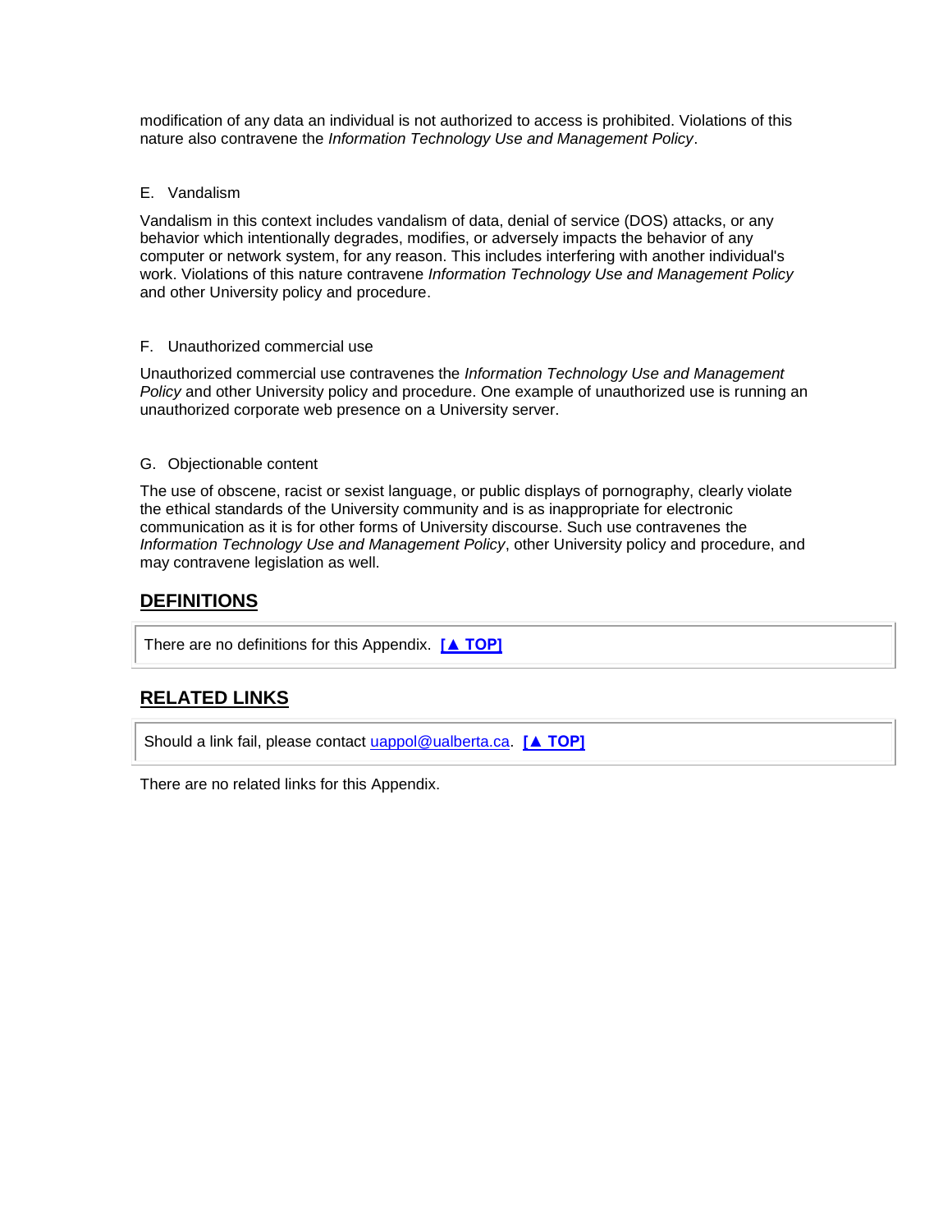modification of any data an individual is not authorized to access is prohibited. Violations of this nature also contravene the *Information Technology Use and Management Policy*.

E. Vandalism

Vandalism in this context includes vandalism of data, denial of service (DOS) attacks, or any behavior which intentionally degrades, modifies, or adversely impacts the behavior of any computer or network system, for any reason. This includes interfering with another individual's work. Violations of this nature contravene *Information Technology Use and Management Policy* and other University policy and procedure.

F. Unauthorized commercial use

Unauthorized commercial use contravenes the *Information Technology Use and Management Policy* and other University policy and procedure. One example of unauthorized use is running an unauthorized corporate web presence on a University server.

G. Objectionable content

The use of obscene, racist or sexist language, or public displays of pornography, clearly violate the ethical standards of the University community and is as inappropriate for electronic communication as it is for other forms of University discourse. Such use contravenes the *Information Technology Use and Management Policy*, other University policy and procedure, and may contravene legislation as well.

## DEFINITIONS

There are no definitions for this Appendix. **[▲ TOP]**

## RELATED LINKS

Should a link fail, please contact uappol@ualberta.ca. **[▲ TOP]**

There are no related links for this Appendix.